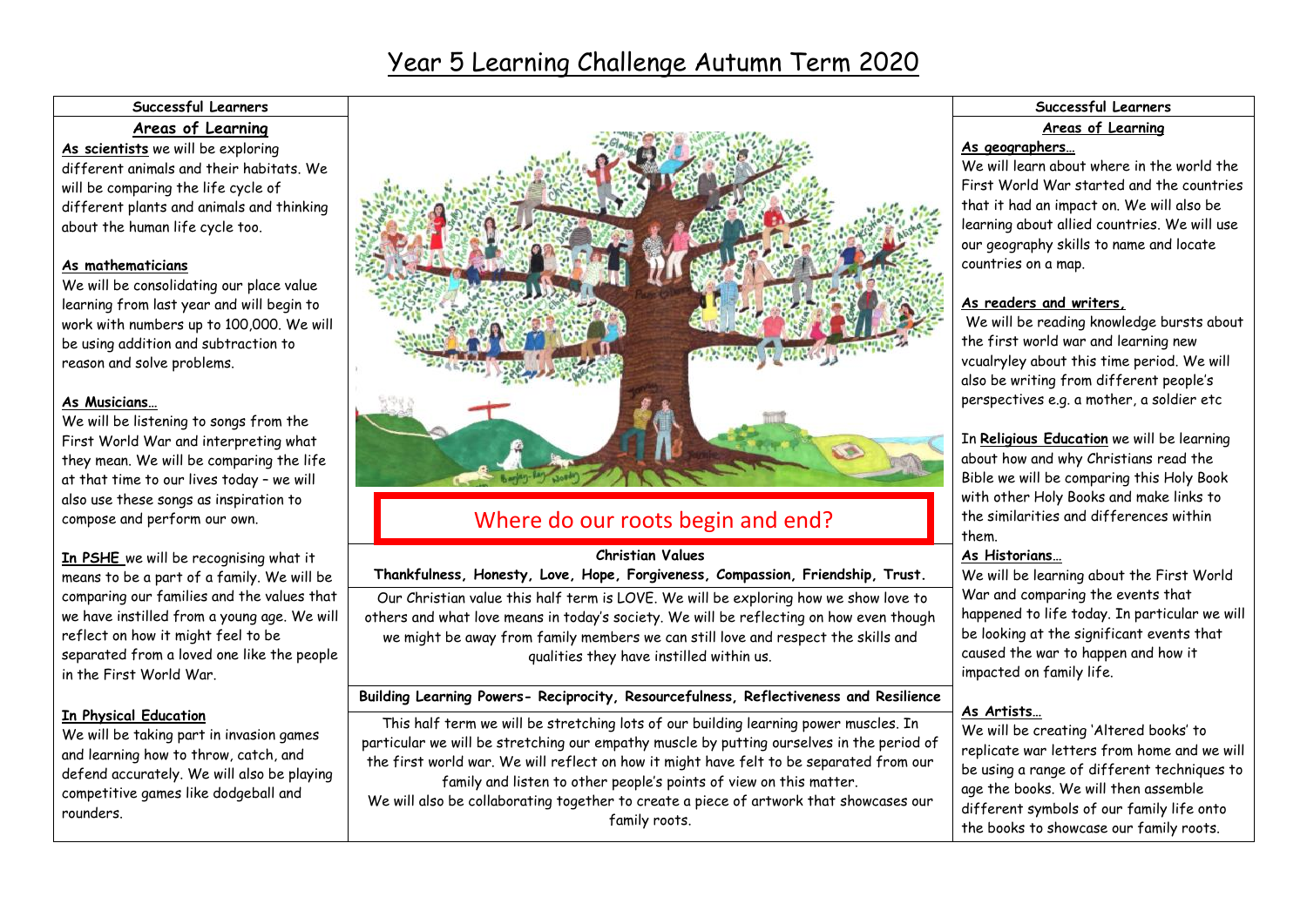# Year 5 Learning Challenge Autumn Term 2020

## Successful Learners

### Areas of Learning

**As scientists** we will be exploring different animals and their habitats. We will be comparing the life cycle of different plants and animals and thinking about the human life cycle too.

**As mathematicians**

We will be consolidating our place value learning from last year and will begin to work with numbers up to 100,000. We will be using addition and subtraction to reason and solve problems.

**As Musicians…**

We will be listening to songs from the First World War and interpreting what they mean. We will be comparing the life at that time to our lives today – we will also use these songs as inspiration to compose and perform our own.

**In PSHE** we will be recognising what it means to be a part of a family. We will be comparing our families and the values that we have instilled from a young age. We will reflect on how it might feel to be separated from a loved one like the people in the First World War.

**In Physical Education**

We will be taking part in invasion games and learning how to throw, catch, and defend accurately. We will also be playing competitive games like dodgeball and rounders.

## Where do our roots begin and end?

**Christian Values**

**Thankfulness, Honesty, Love, Hope, Forgiveness, Compassion, Friendship, Trust.**

Our Christian value this half term is LOVE. We will be exploring how we show love to others and what love means in today's society. We will be reflecting on how even though we might be away from family members we can still love and respect the skills and qualities they have instilled within us.

**Building Learning Powers- Reciprocity, Resourcefulness, Reflectiveness and Resilience**

This half term we will be stretching lots of our building learning power muscles. In particular we will be stretching our empathy muscle by putting ourselves in the period of the first world war. We will reflect on how it might have felt to be separated from our family and listen to other people's points of view on this matter.

We will also be collaborating together to create a piece of artwork that showcases our family roots.

## Successful Learners

### Areas of Learning

**As geographers…**

We will learn about where in the world the First World War started and the countries that it had an impact on. We will also be learning about allied countries. We will use our geography skills to name and locate countries on a map.

**As readers and writers,**

We will be reading knowledge bursts about the first world war and learning new vcualryley about this time period. We will also be writing from different people's perspectives e.g. a mother, a soldier etc

In **Religious Education** we will be learning about how and why Christians read the Bible we will be comparing this Holy Book with other Holy Books and make links to the similarities and differences within them.

**As Historians…**

We will be learning about the First World War and comparing the events that happened to life today. In particular we will be looking at the significant events that caused the war to happen and how it impacted on family life.

**As Artists…**

We will be creating 'Altered books' to replicate war letters from home and we will be using a range of different techniques to age the books. We will then assemble different symbols of our family life onto the books to showcase our family roots.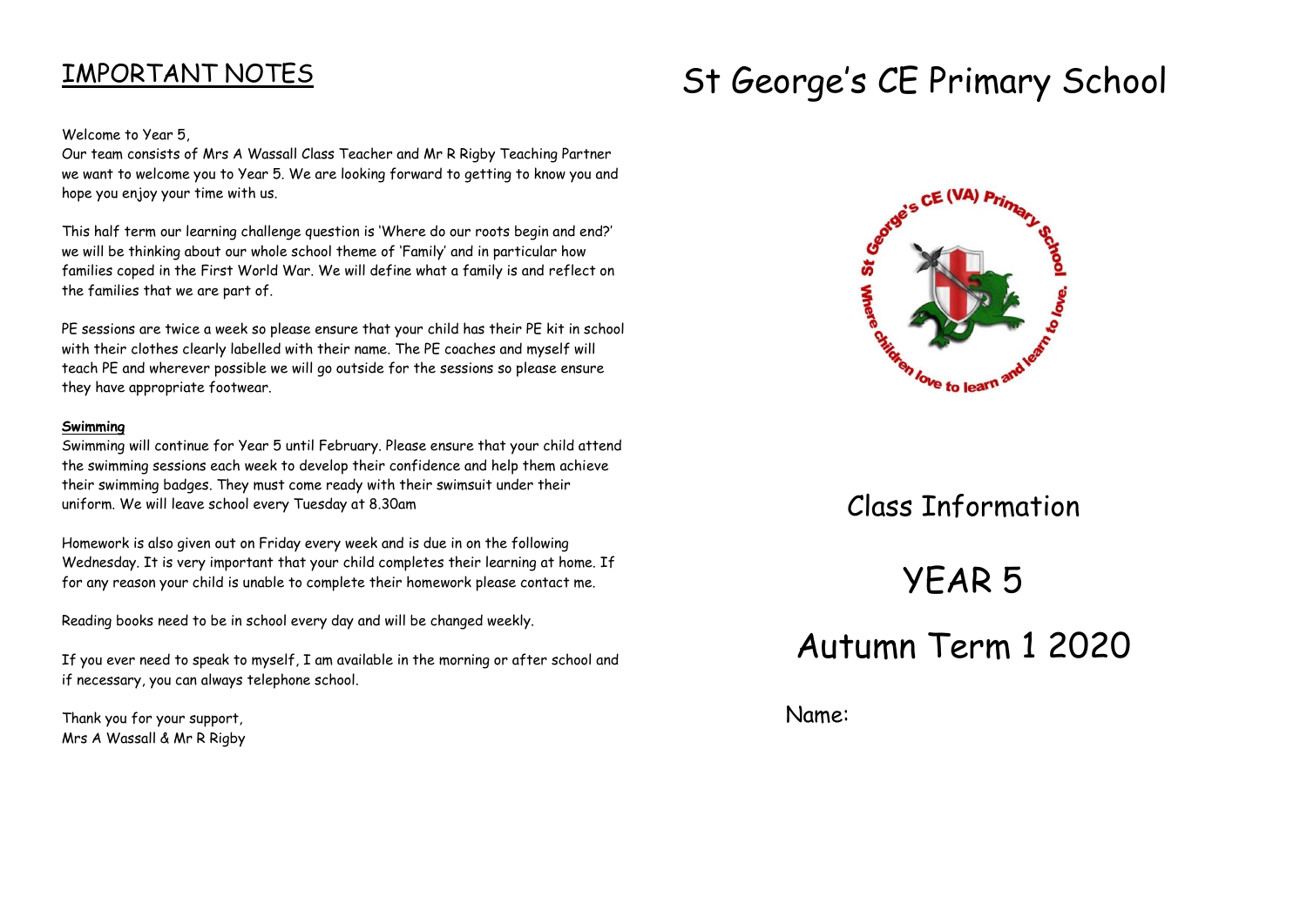## IMPORTANT NOTES

Welcome to Year 5,

Our team consists of Mrs A Wassall Class Teacher and Mr R Rigby Teaching Partner we want to welcome you to Year 5. We are looking forward to getting to know you and hope you enjoy your time with us.

This half term our learning challenge question is 'Where do our roots begin and end?' we will be thinking about our whole school theme of 'Family' and in particular how families coped in the First World War. We will define what a family is and reflect on the families that we are part of.

PE sessions are twice a week so please ensure that your child has their PE kit in school with their clothes clearly labelled with their name. The PE coaches and myself will teach PE and wherever possible we will go outside for the sessions so please ensure they have appropriate footwear.

**Swimming**

Swimming will continue for Year 5 until February. Please ensure that your child attend the swimming sessions each week to develop their confidence and help them achieve their swimming badges. They must come ready with their swimsuit under their uniform. We will leave school every Tuesday at 8.30am

Homework is also given out on Friday every week and is due in on the following Wednesday. It is very important that your child completes their learning at home. If for any reason your child is unable to complete their homework please contact me.

Reading books need to be in school every day and will be changed weekly.

If you ever need to speak to myself, I am available in the morning or after school and if necessary, you can always telephone school.

Thank you for your support,
Mrs A Wassall & Mr R Rigby

# St George's CE Primary School

St George's CE (VA) Primary School
Where children love to learn and learn to love.

## Class Information

## YEAR 5

## Autumn Term 1 2020

Name: